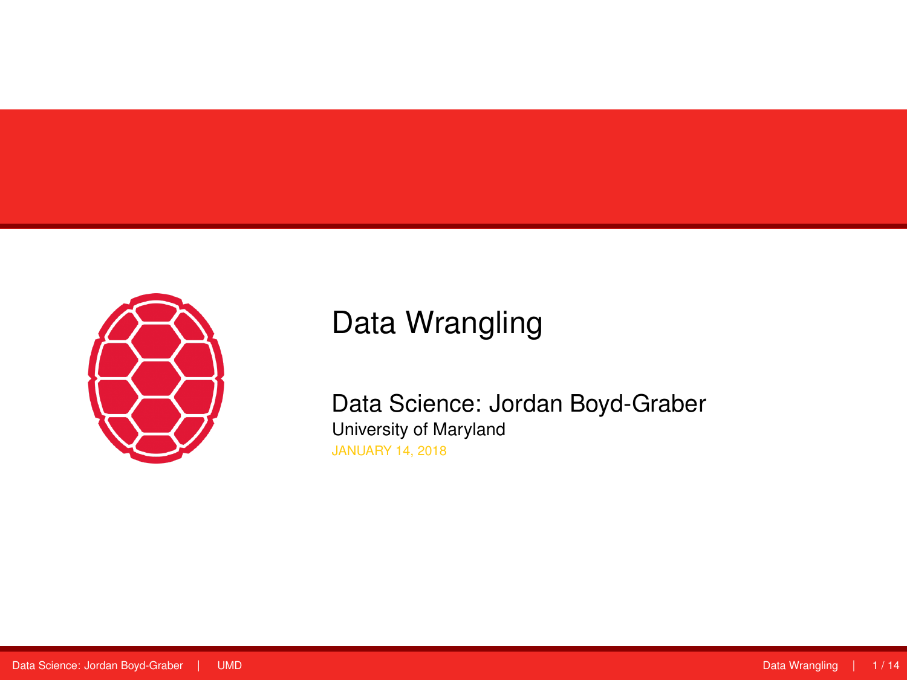# Data Wrangling

## Data Science: Jordan Boyd-Graber

University of Maryland

JANUARY 14, 2018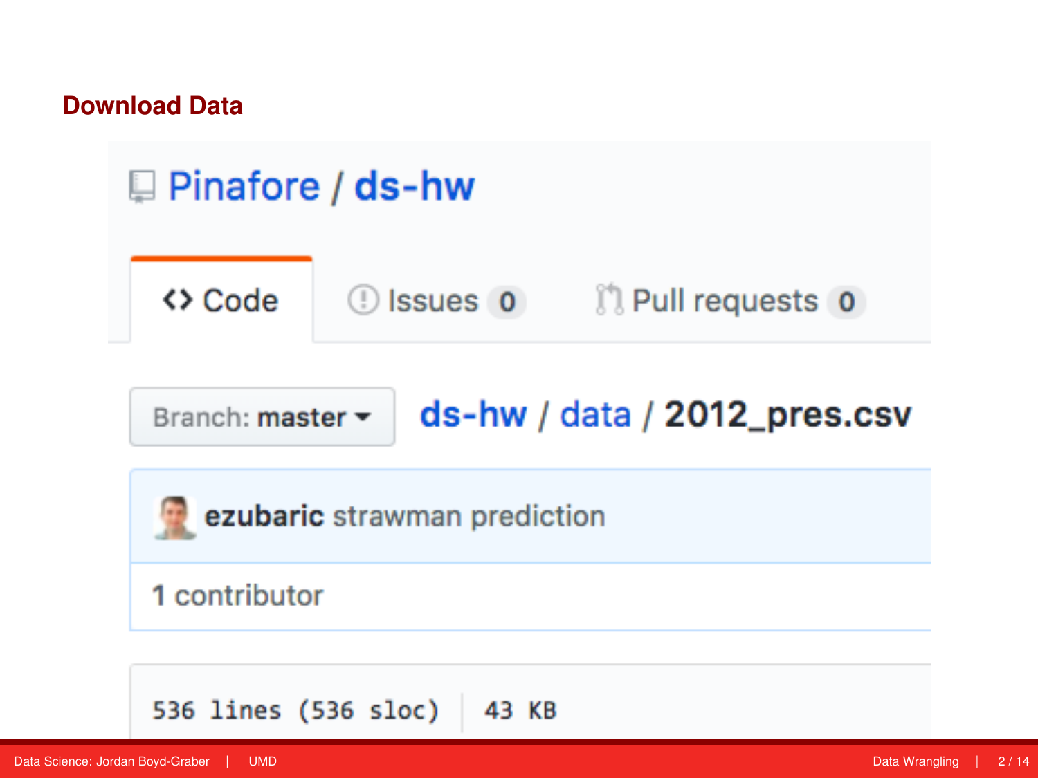## Download Data

Pinafore / ds-hw

<> Code | Issues 0 | Pull requests 0

Branch: master ▾ ds-hw / data / 2012_pres.csv

**ezubaric** strawman prediction

1 contributor

536 lines (536 sloc) | 43 KB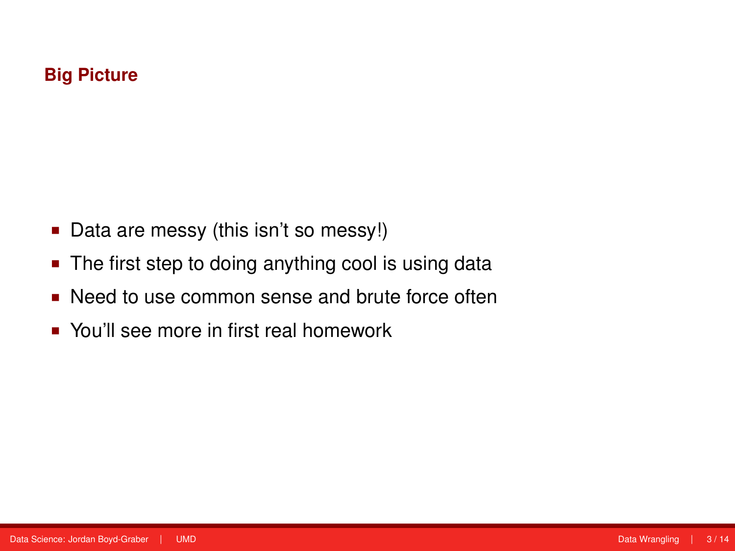## Big Picture

- Data are messy (this isn't so messy!)
- The first step to doing anything cool is using data
- Need to use common sense and brute force often
- You'll see more in first real homework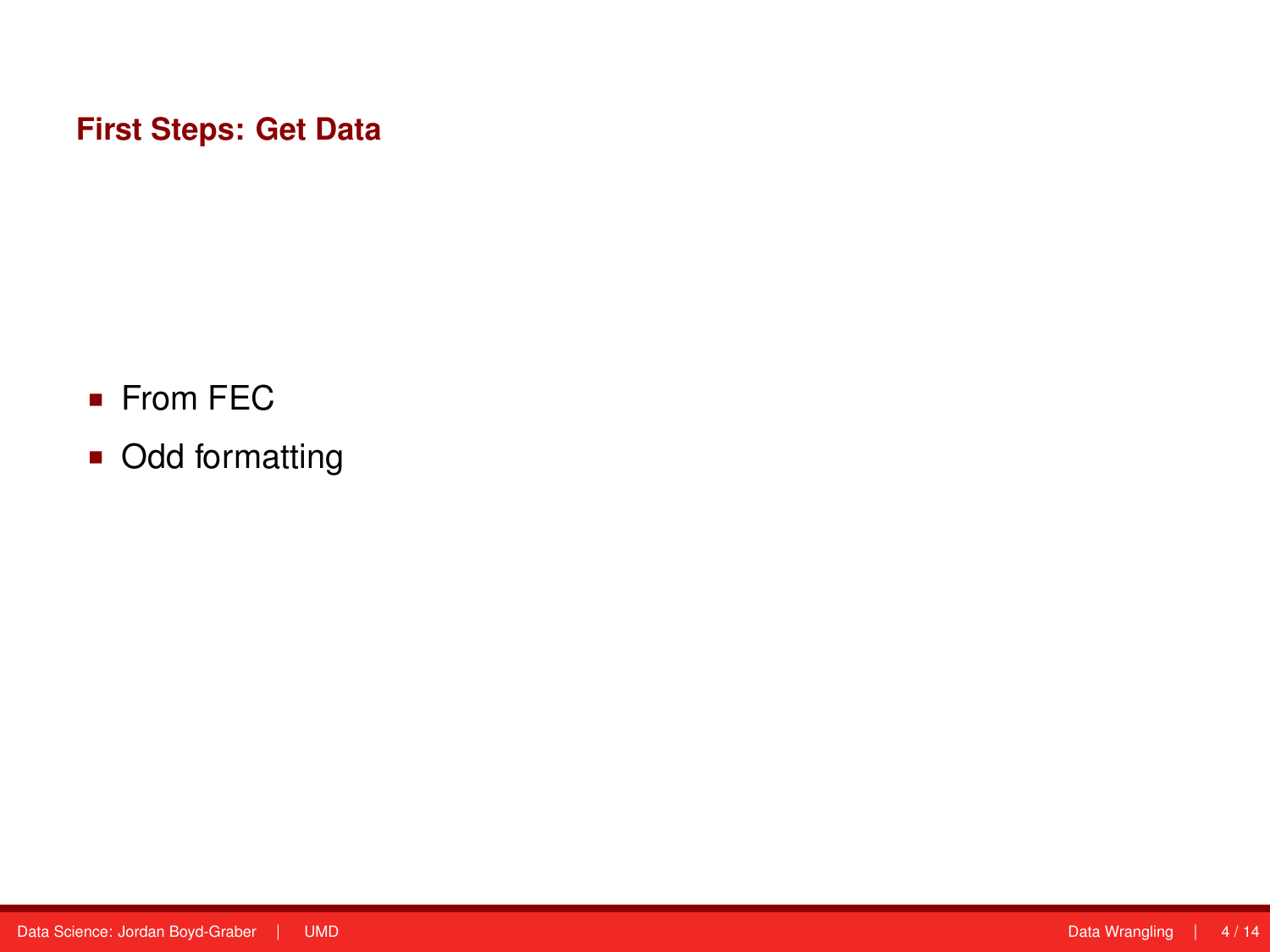## First Steps: Get Data

- From FEC
- Odd formatting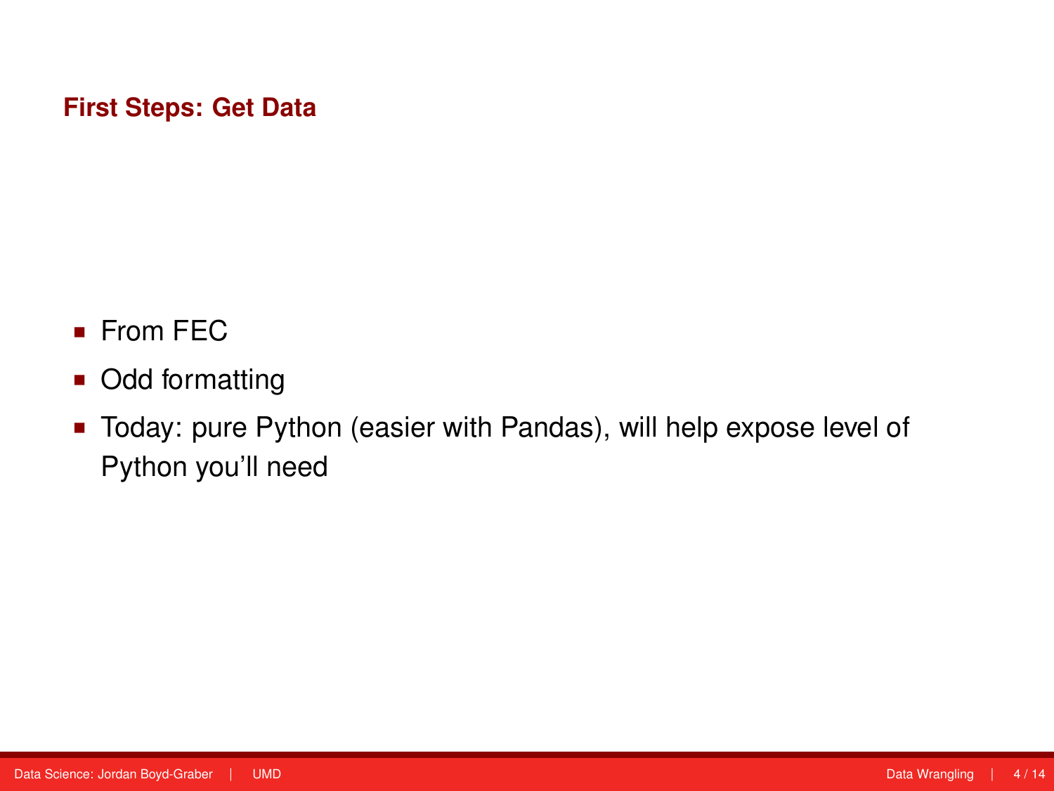## First Steps: Get Data

- From FEC
- Odd formatting
- Today: pure Python (easier with Pandas), will help expose level of Python you'll need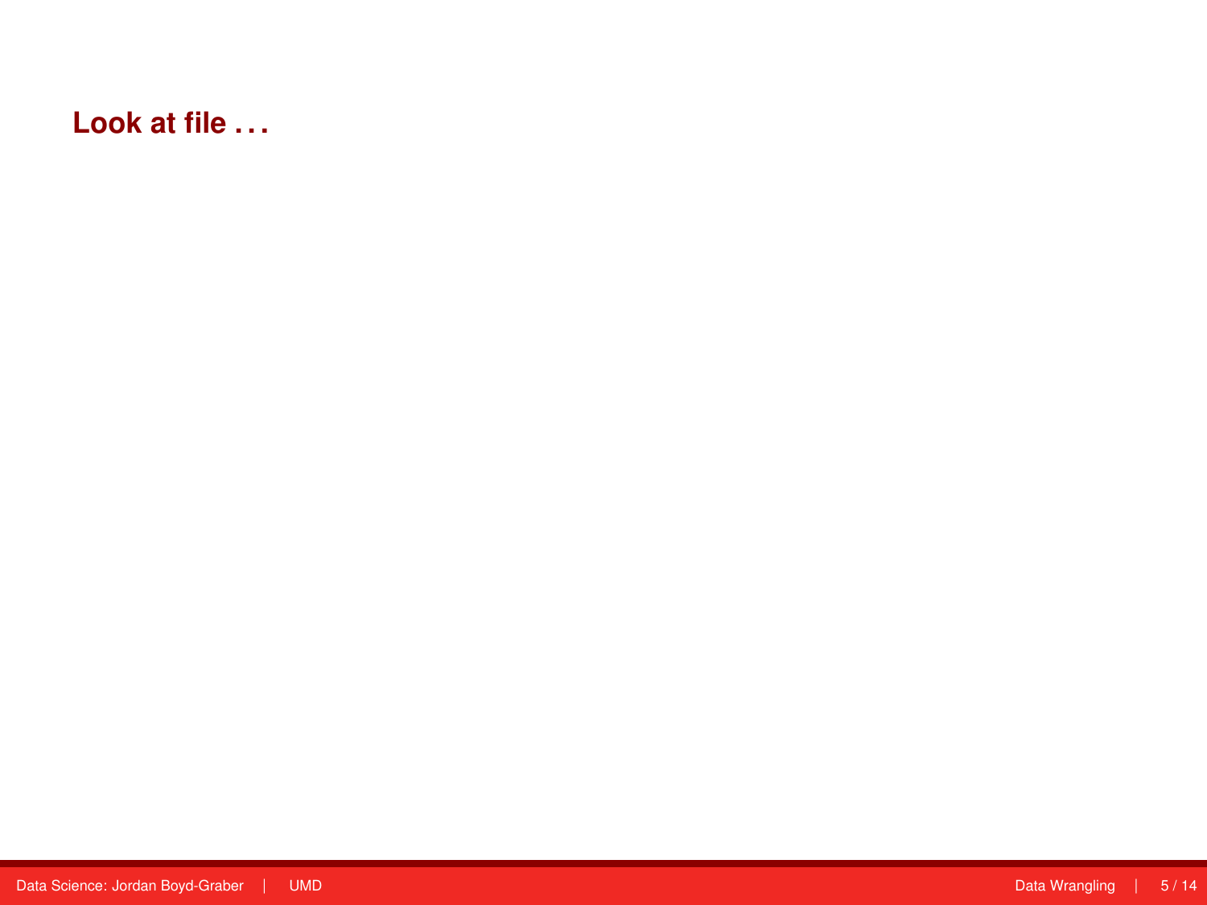## Look at file . . .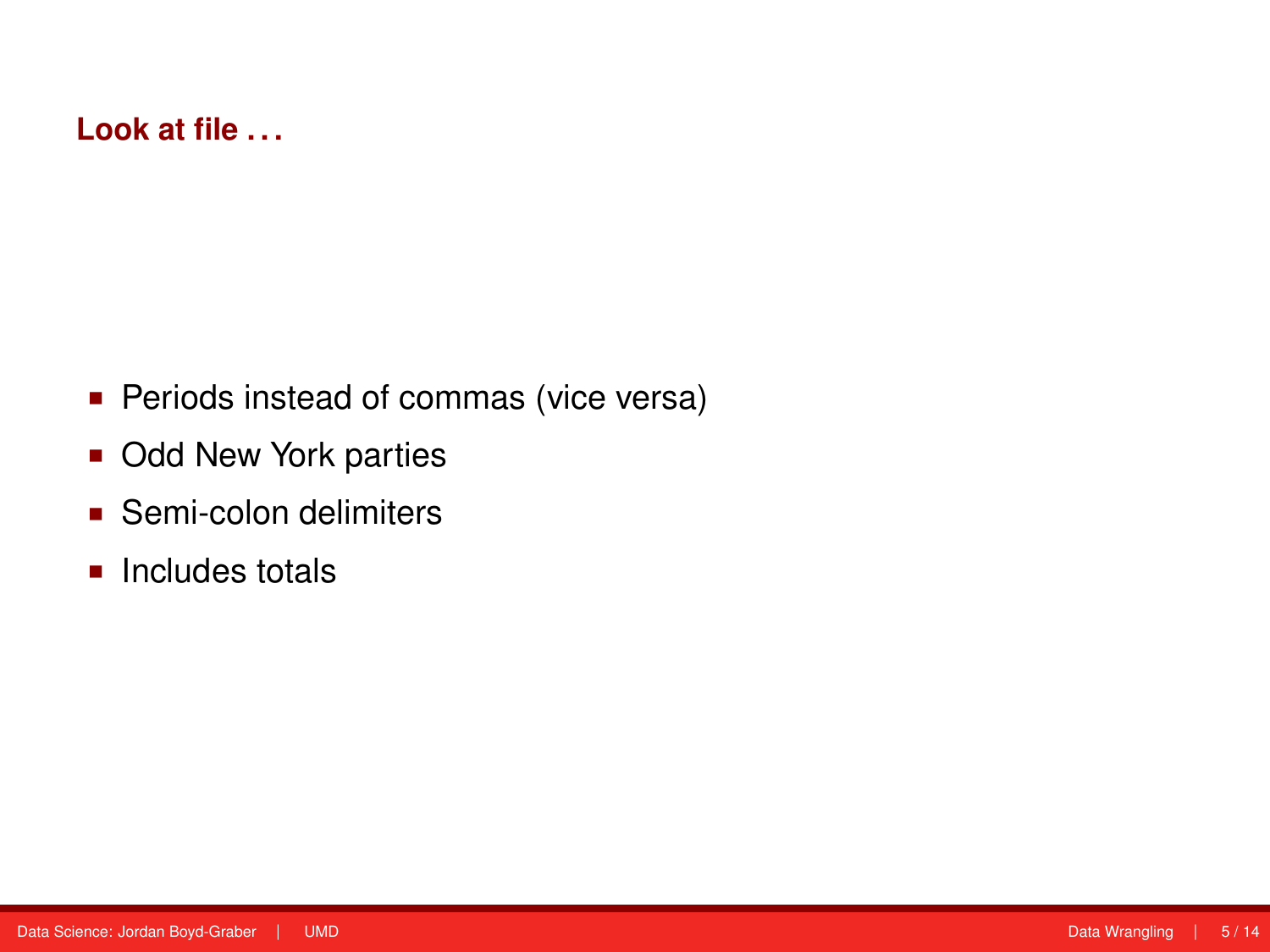## Look at file . . .

- Periods instead of commas (vice versa)
- Odd New York parties
- Semi-colon delimiters
- Includes totals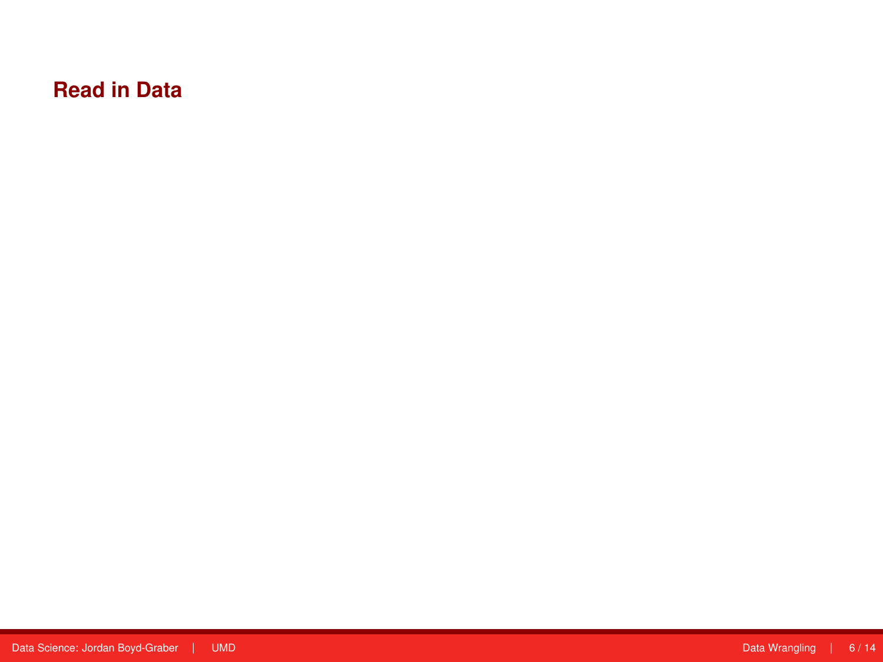# Read in Data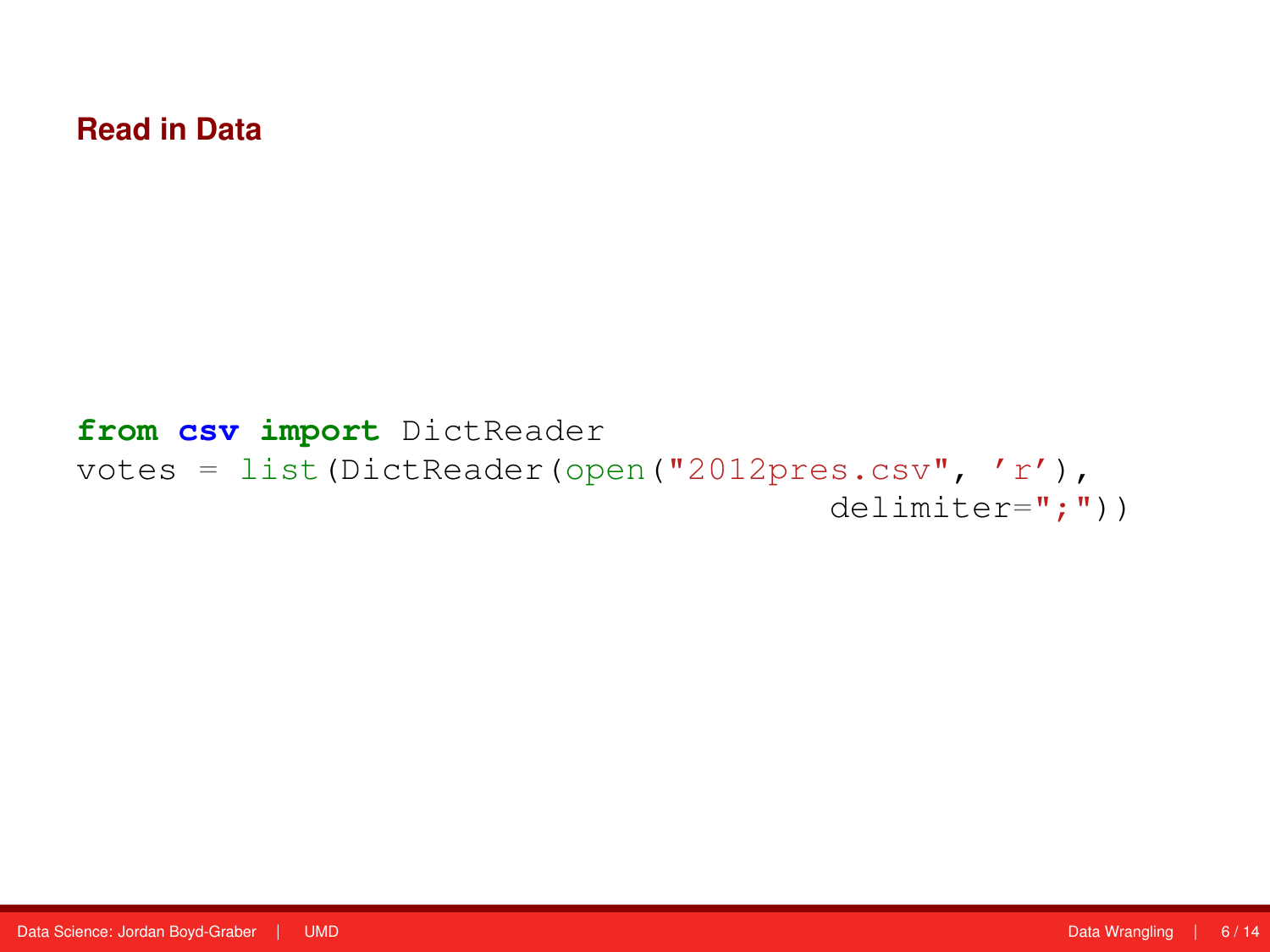## Read in Data

```
from csv import DictReader
votes = list(DictReader(open("2012pres.csv", 'r'),
                                              delimiter=";"))
```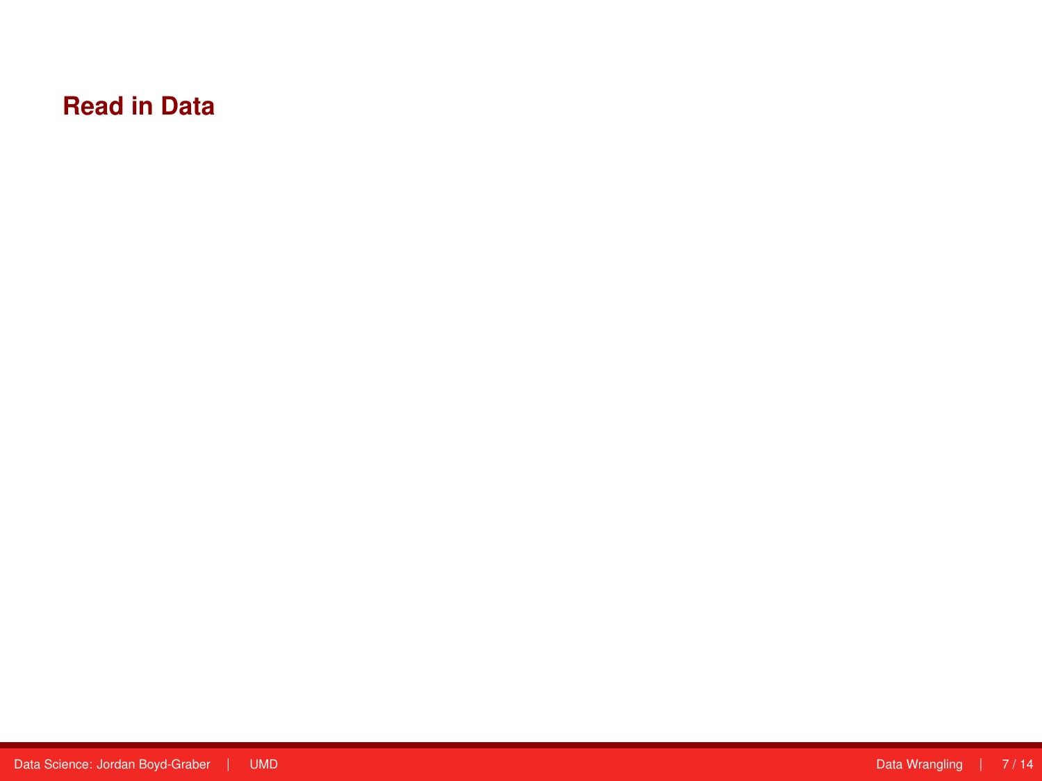## Read in Data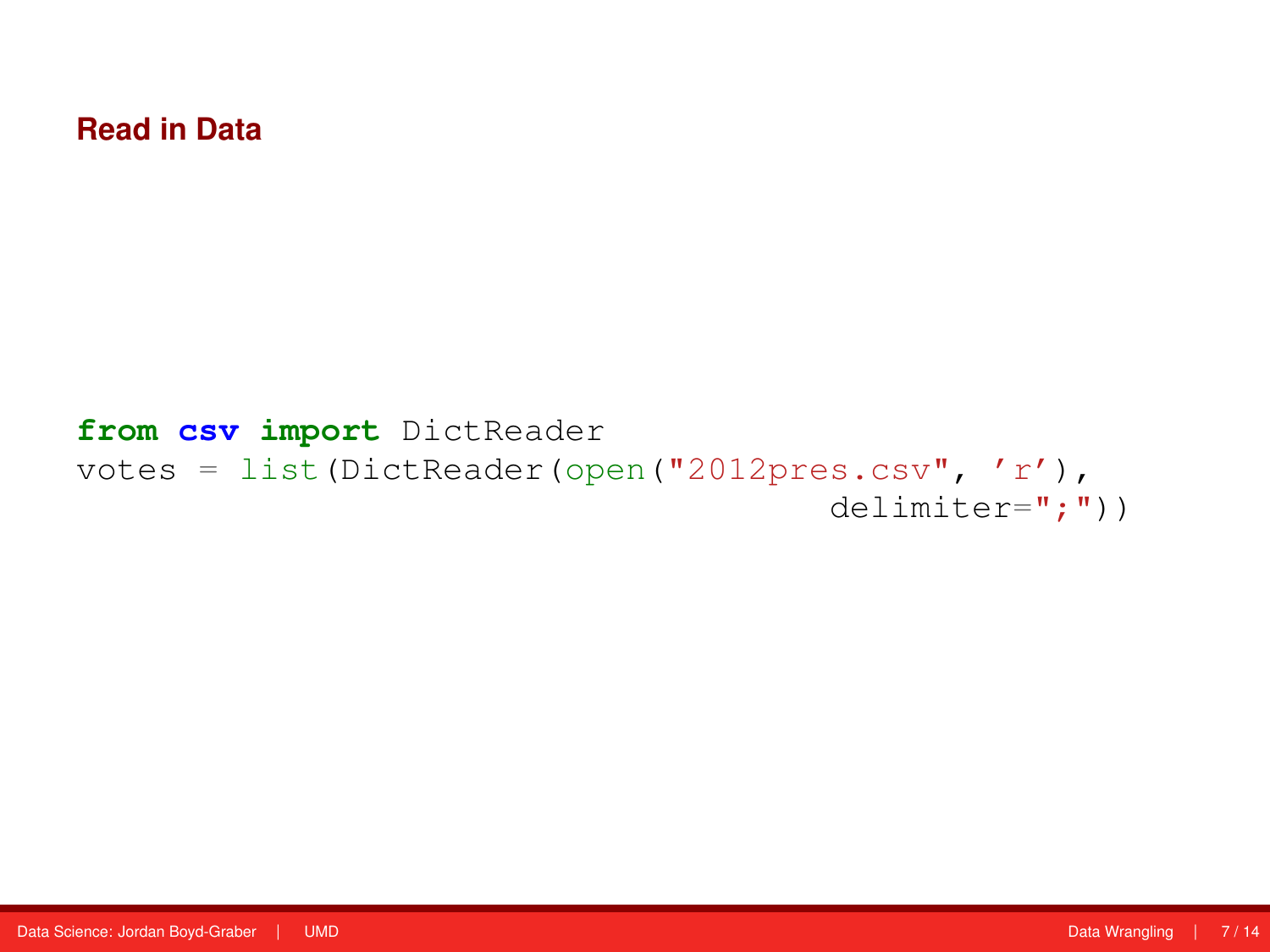## Read in Data

```
from csv import DictReader
votes = list(DictReader(open("2012pres.csv", 'r'),
                        delimiter=";"))
```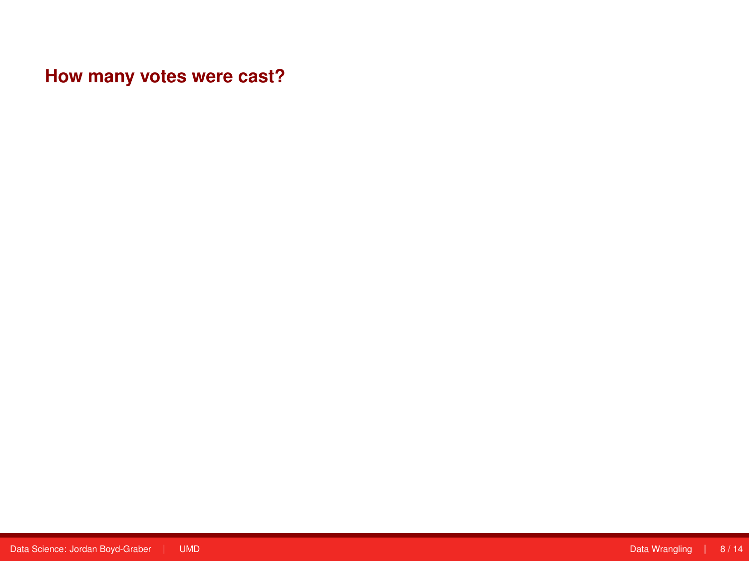## How many votes were cast?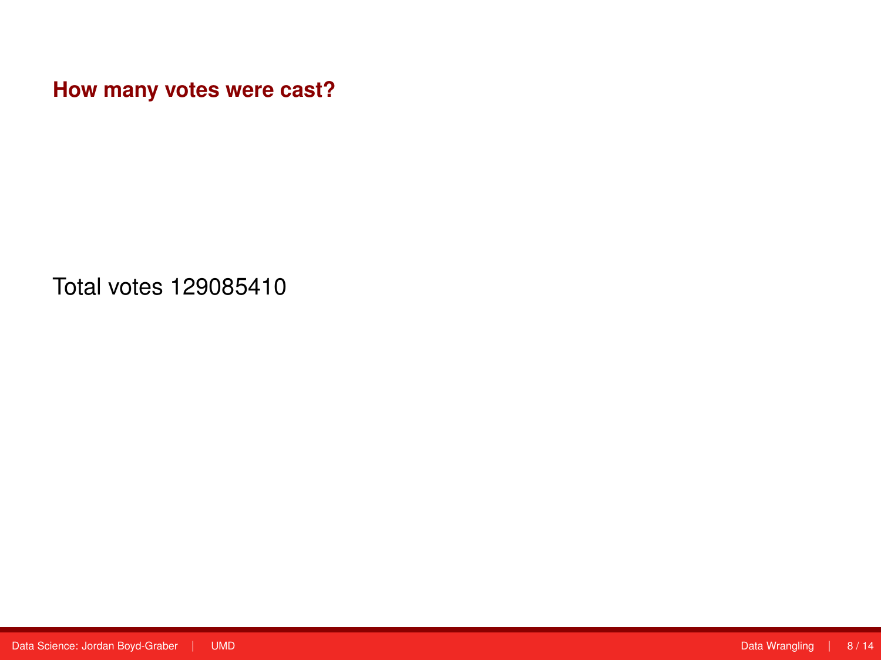## How many votes were cast?

Total votes 129085410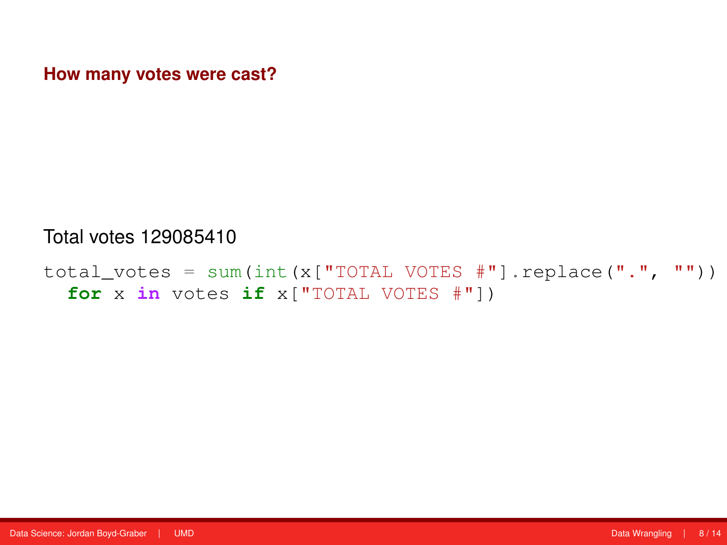## How many votes were cast?

Total votes 129085410

```
total_votes = sum(int(x["TOTAL VOTES #"].replace(".", ""))
  for x in votes if x["TOTAL VOTES #"])
```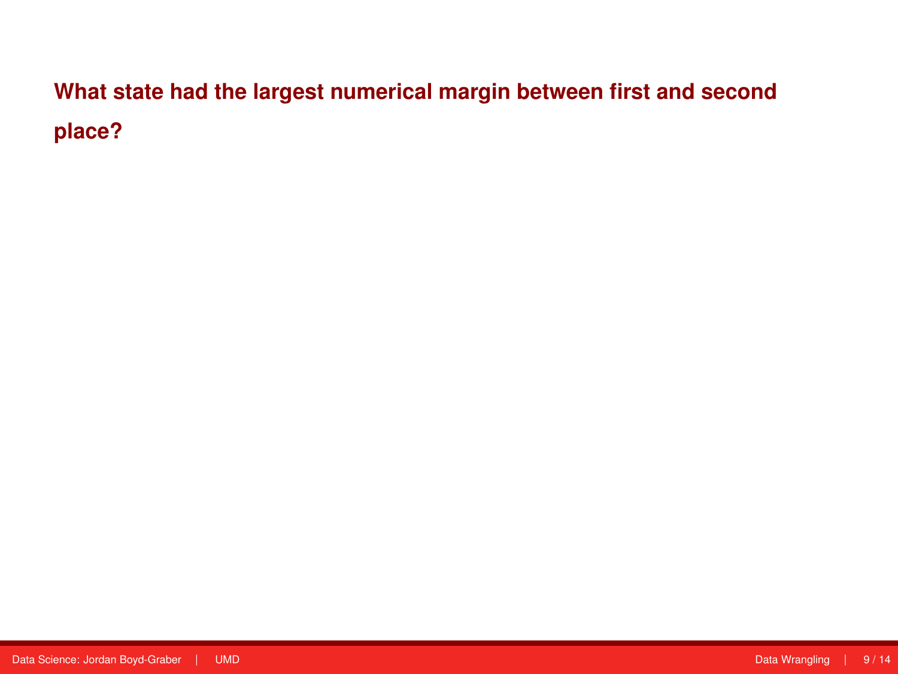## What state had the largest numerical margin between first and second place?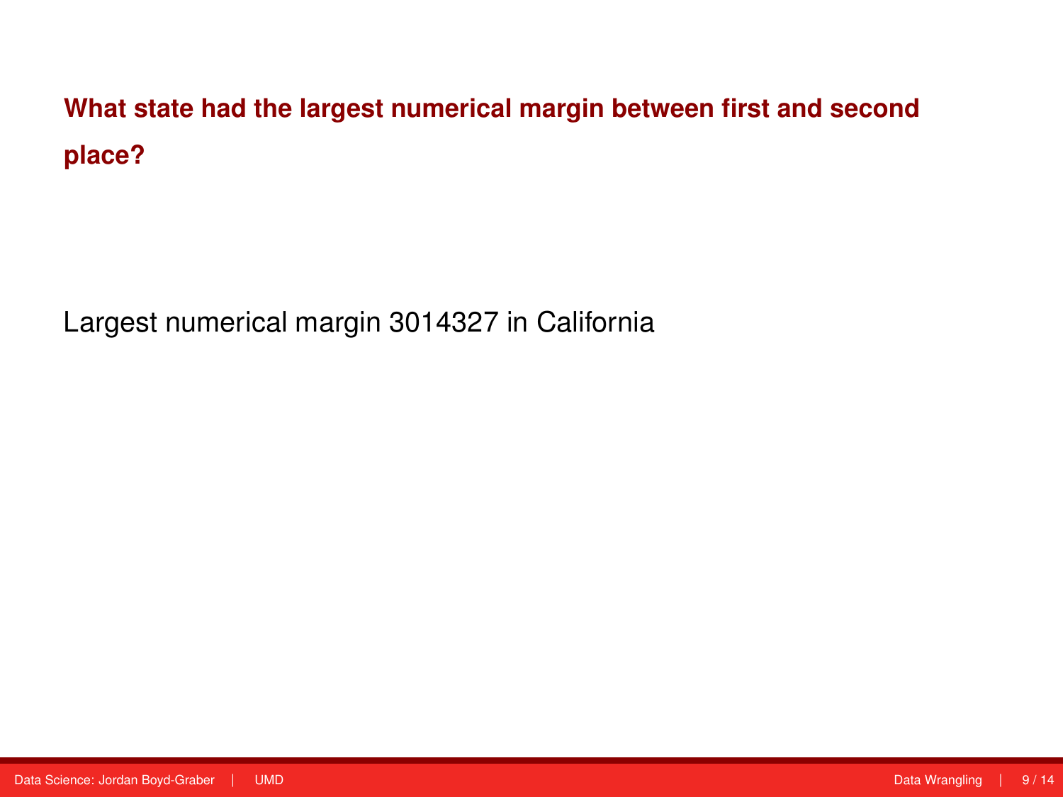## What state had the largest numerical margin between first and second place?

Largest numerical margin 3014327 in California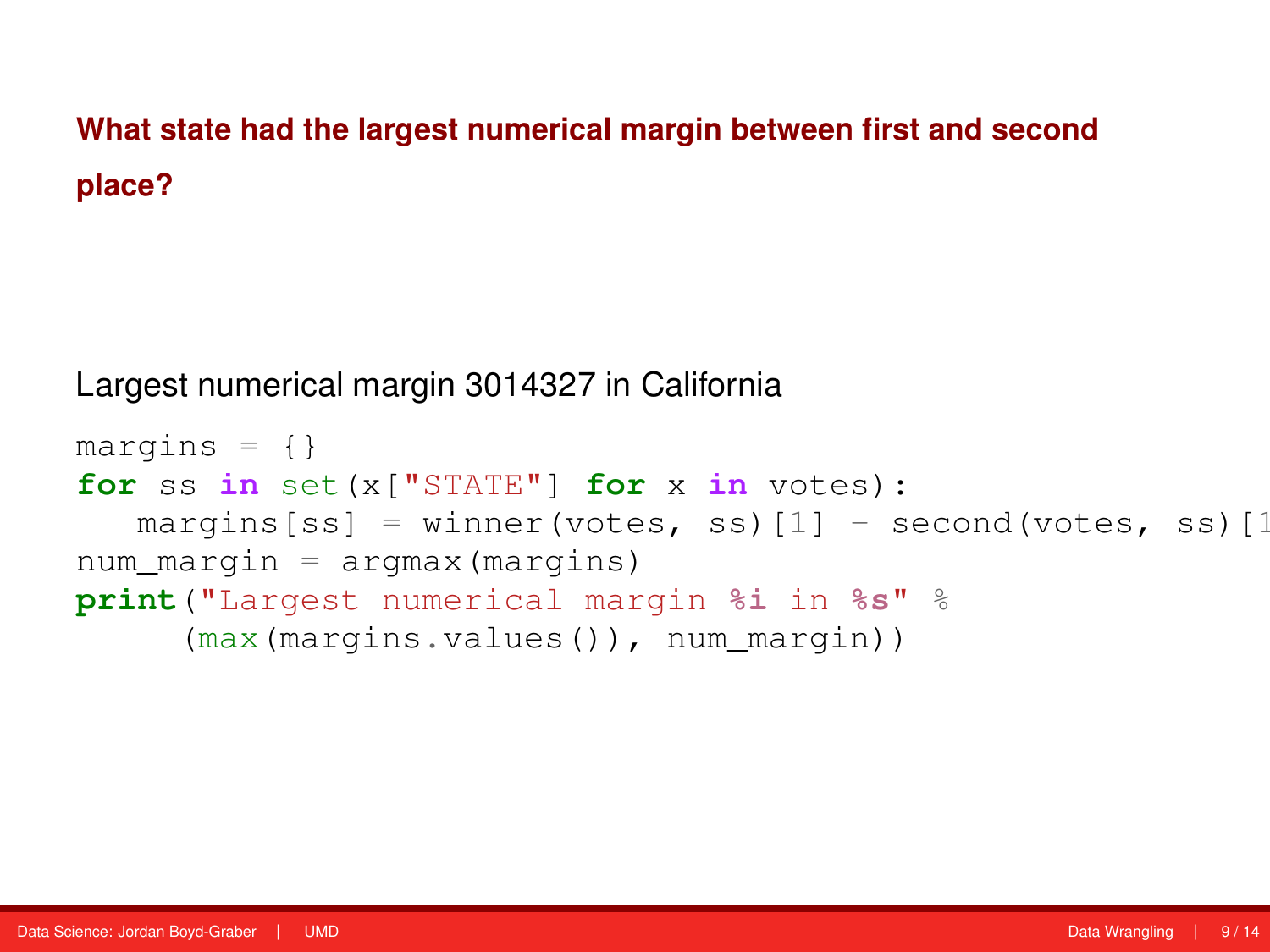**What state had the largest numerical margin between first and second place?**

Largest numerical margin 3014327 in California

```
margins = {}
for ss in set(x["STATE"] for x in votes):
   margins[ss] = winner(votes, ss)[1] - second(votes, ss)[1
num_margin = argmax(margins)
print("Largest numerical margin %i in %s" %
     (max(margins.values()), num_margin))
```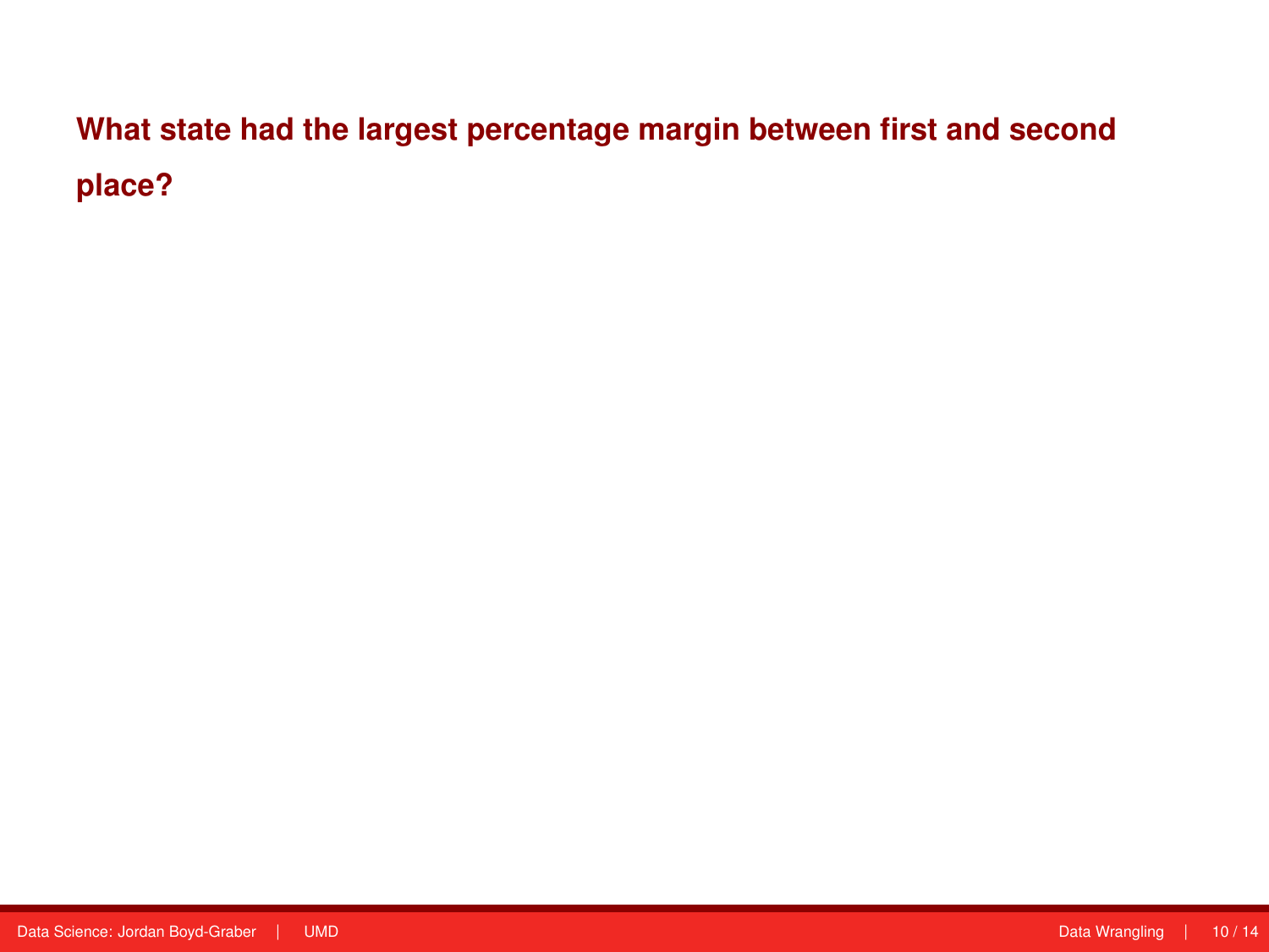## What state had the largest percentage margin between first and second place?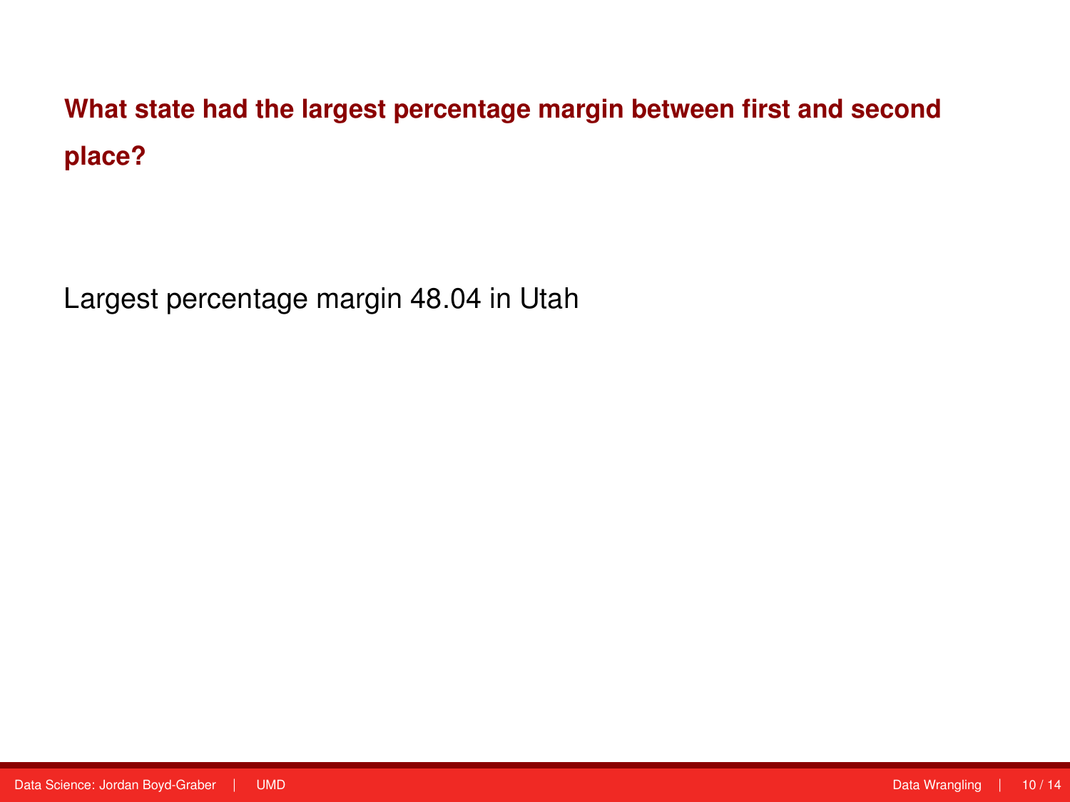## What state had the largest percentage margin between first and second place?

Largest percentage margin 48.04 in Utah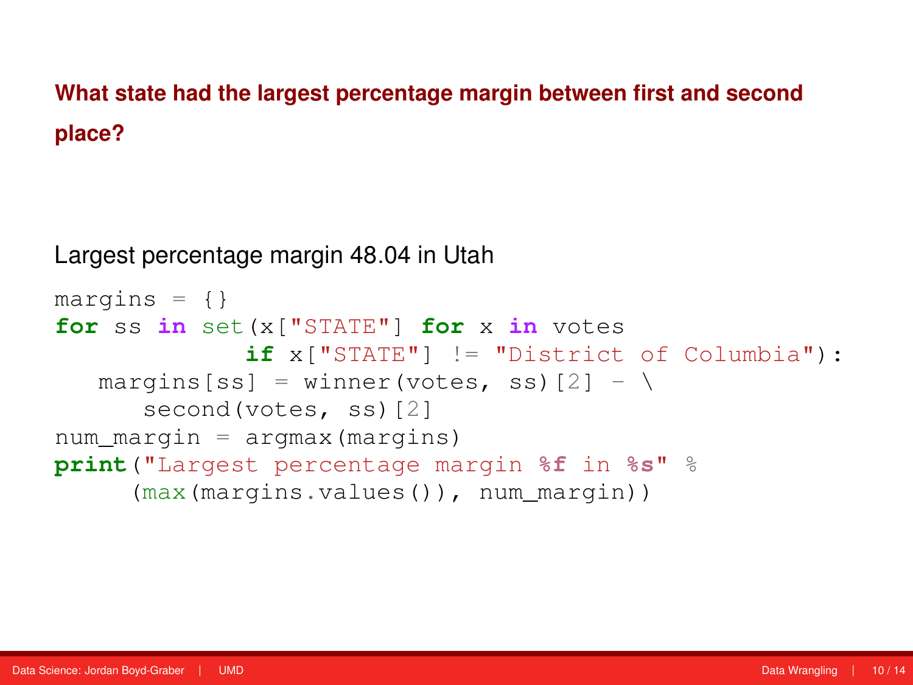## What state had the largest percentage margin between first and second place?

Largest percentage margin 48.04 in Utah

```
margins = {}
for ss in set(x["STATE"] for x in votes
            if x["STATE"] != "District of Columbia"):
   margins[ss] = winner(votes, ss)[2] - \
      second(votes, ss)[2]
num_margin = argmax(margins)
print("Largest percentage margin %f in %s" %
     (max(margins.values()), num_margin))
```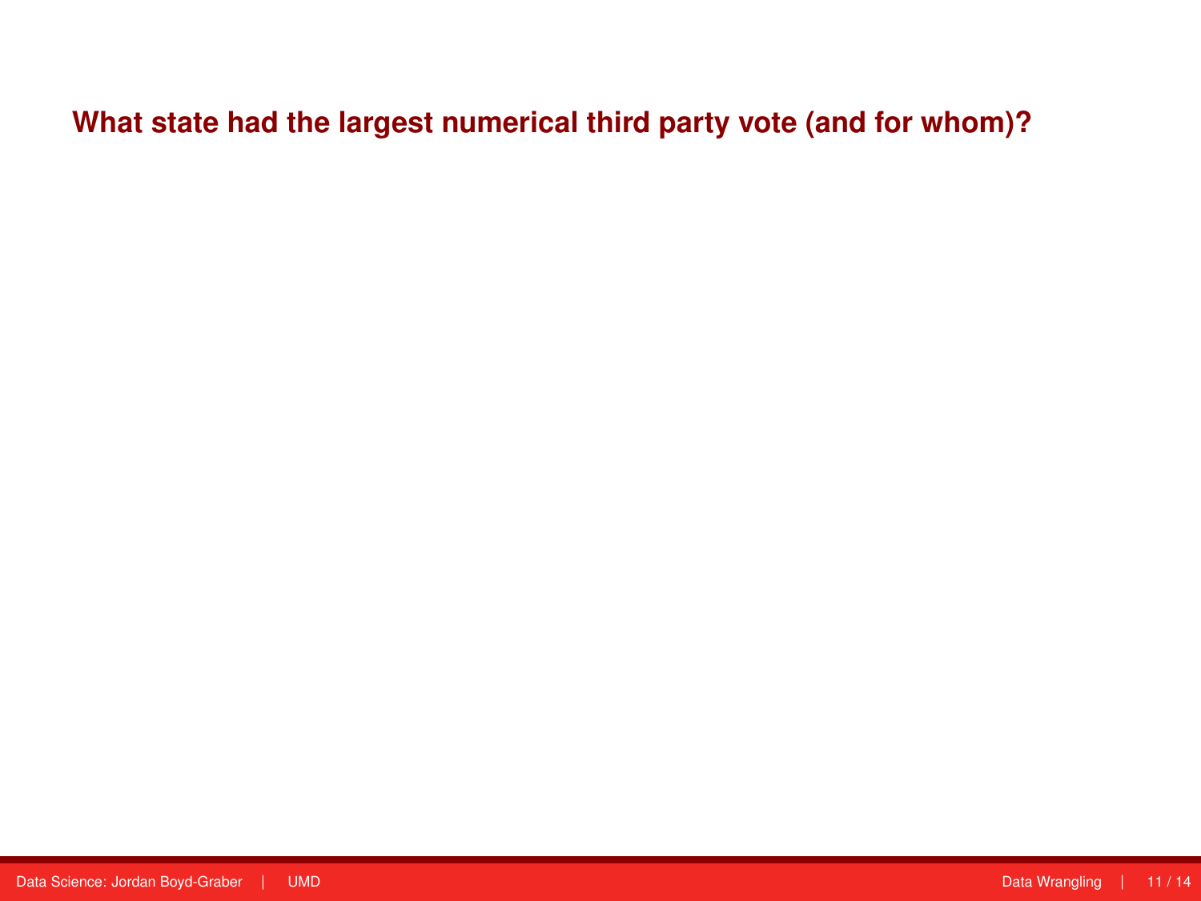## What state had the largest numerical third party vote (and for whom)?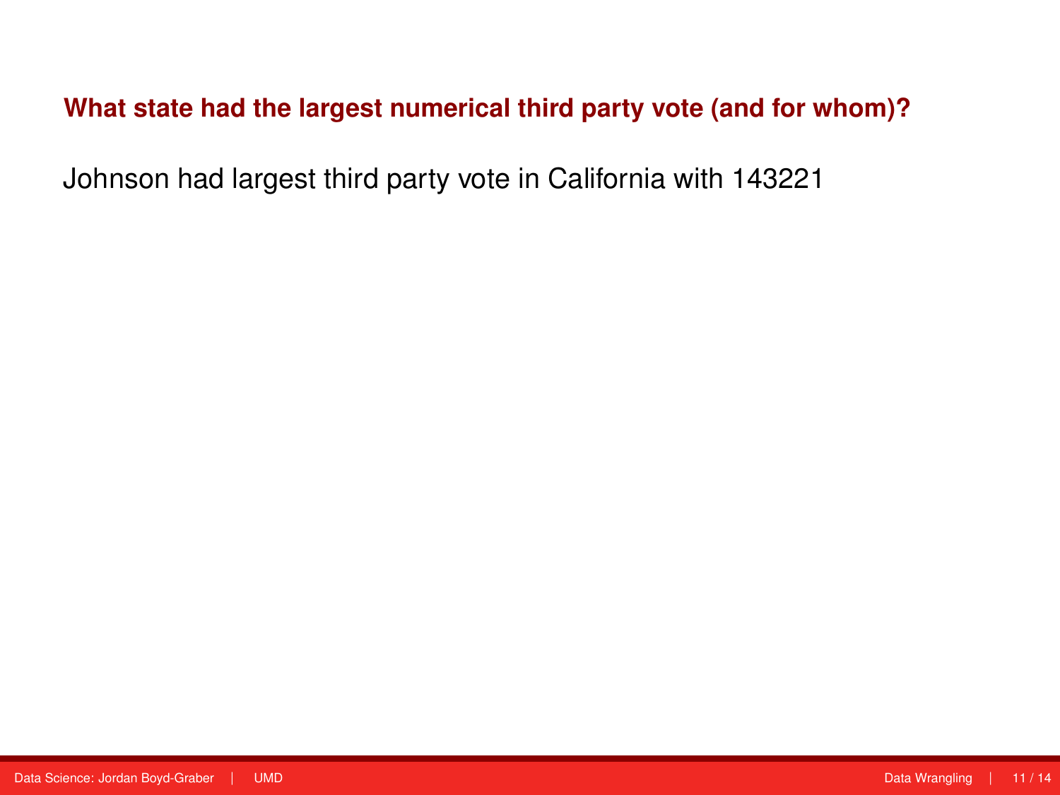## What state had the largest numerical third party vote (and for whom)?

Johnson had largest third party vote in California with 143221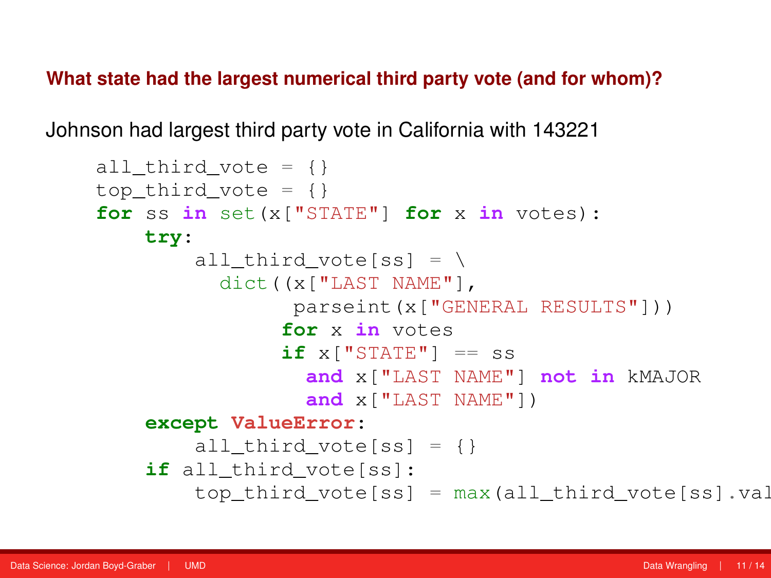## What state had the largest numerical third party vote (and for whom)?

Johnson had largest third party vote in California with 143221

```
all_third_vote = {}
top_third_vote = {}
for ss in set(x["STATE"] for x in votes):
    try:
        all_third_vote[ss] = \
          dict((x["LAST NAME"],
                parseint(x["GENERAL RESULTS"]))
               for x in votes
               if x["STATE"] == ss
                 and x["LAST NAME"] not in kMAJOR
                 and x["LAST NAME"])
    except ValueError:
        all_third_vote[ss] = {}
    if all_third_vote[ss]:
        top_third_vote[ss] = max(all_third_vote[ss].val
```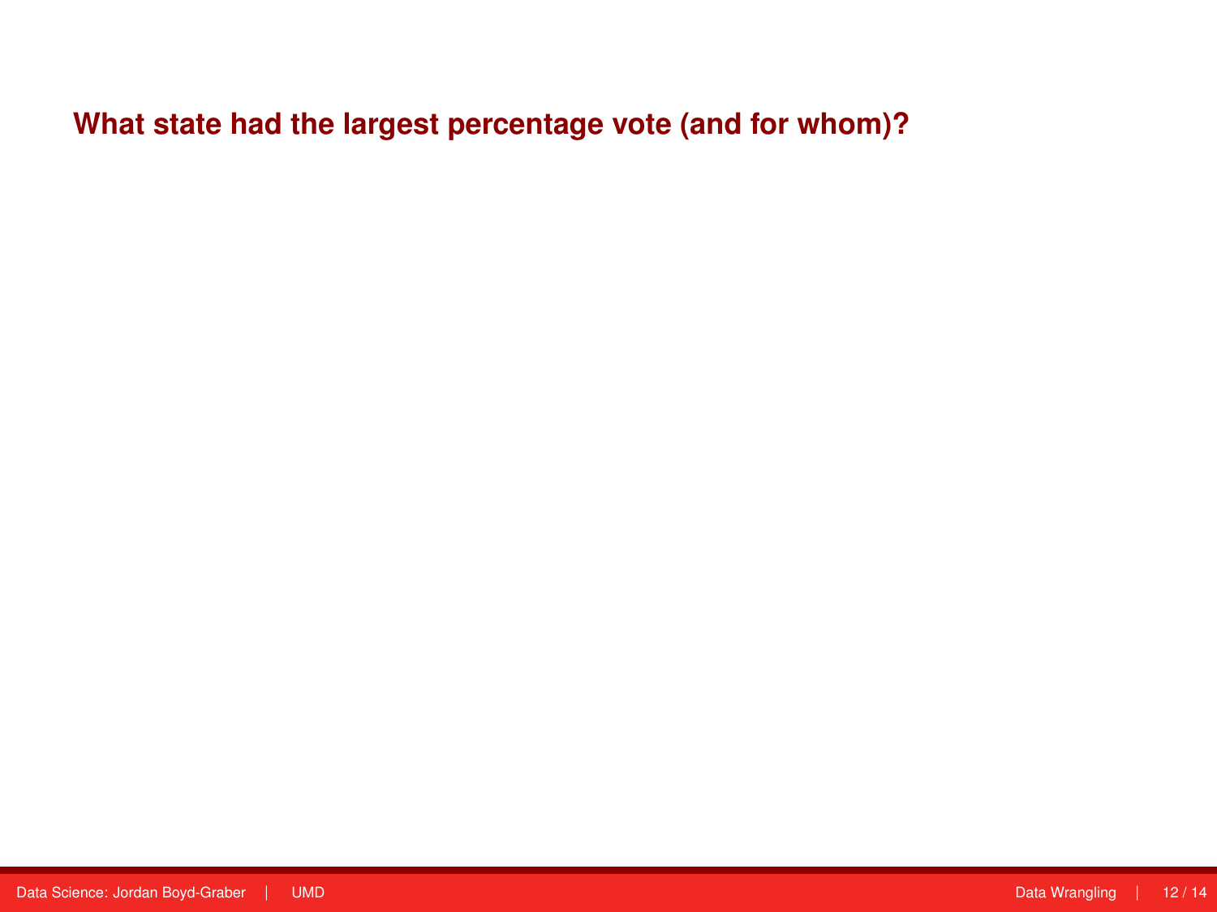## What state had the largest percentage vote (and for whom)?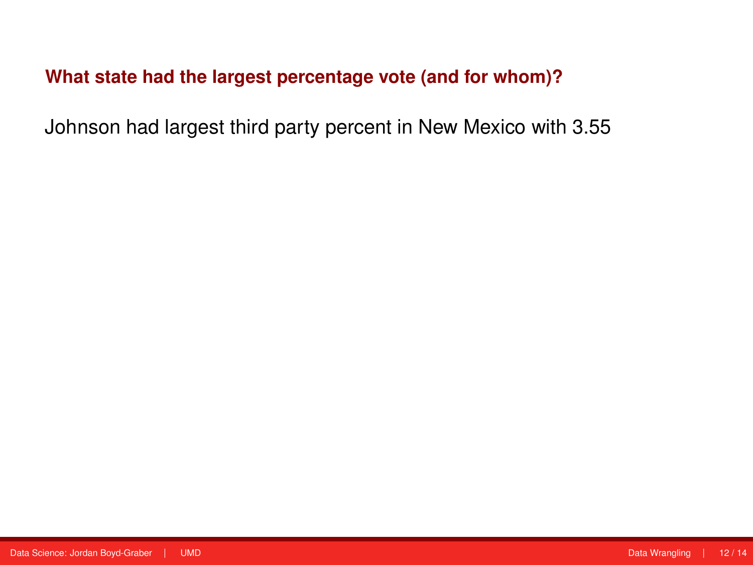### What state had the largest percentage vote (and for whom)?

Johnson had largest third party percent in New Mexico with 3.55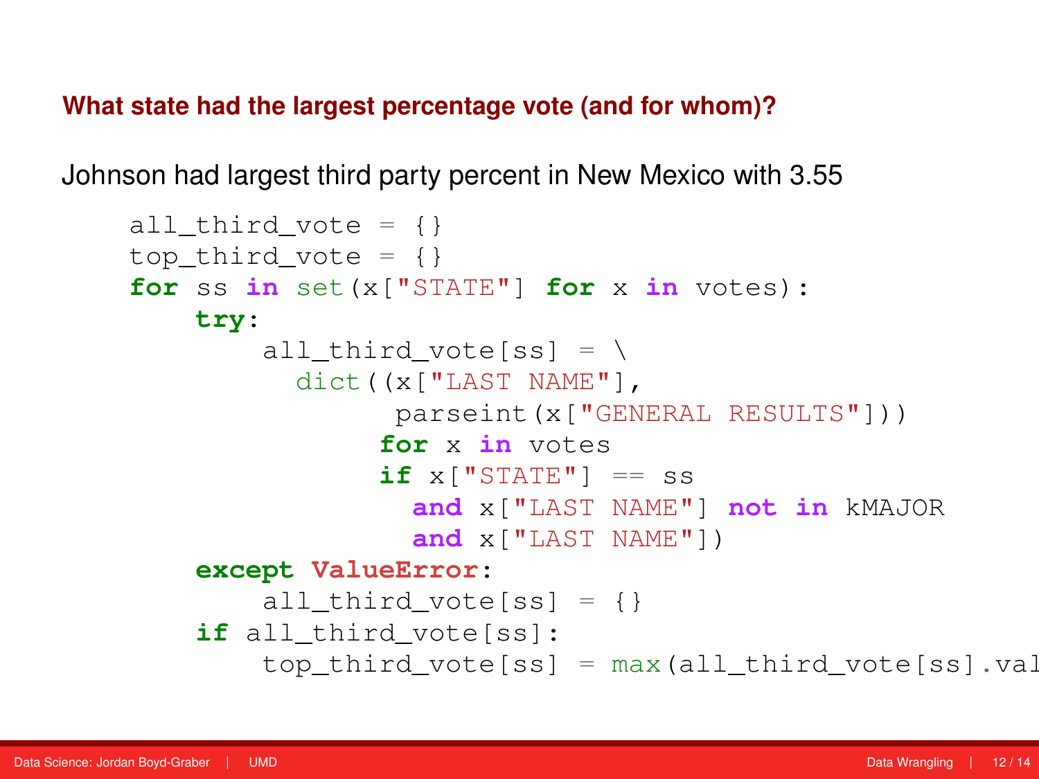### What state had the largest percentage vote (and for whom)?

Johnson had largest third party percent in New Mexico with 3.55

```
all_third_vote = {}
top_third_vote = {}
for ss in set(x["STATE"] for x in votes):
    try:
        all_third_vote[ss] = \
          dict((x["LAST NAME"],
                 parseint(x["GENERAL RESULTS"]))
                for x in votes
                if x["STATE"] == ss
                  and x["LAST NAME"] not in kMAJOR
                  and x["LAST NAME"])
    except ValueError:
        all_third_vote[ss] = {}
    if all_third_vote[ss]:
        top_third_vote[ss] = max(all_third_vote[ss].val
```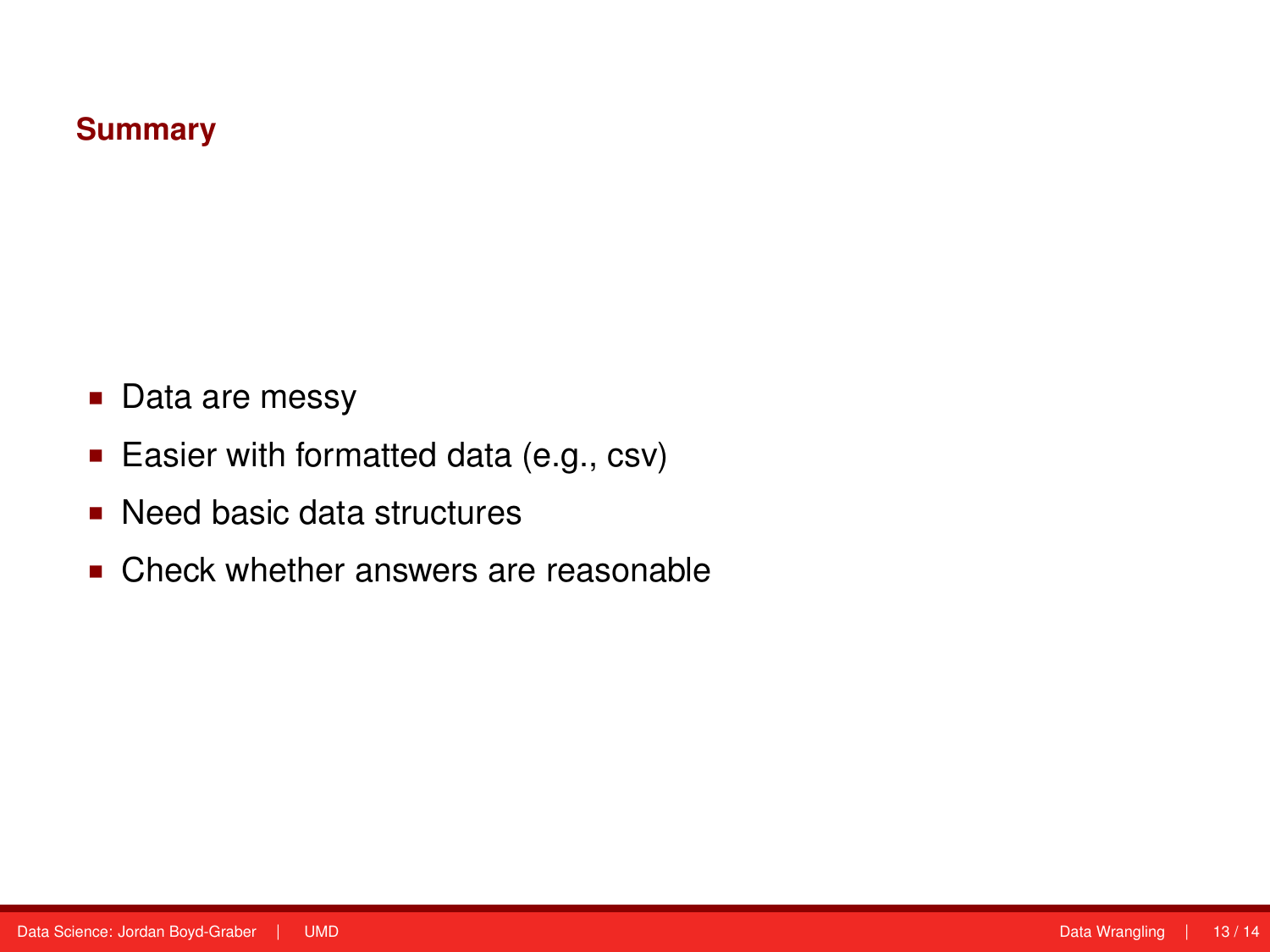## Summary

- Data are messy
- Easier with formatted data (e.g., csv)
- Need basic data structures
- Check whether answers are reasonable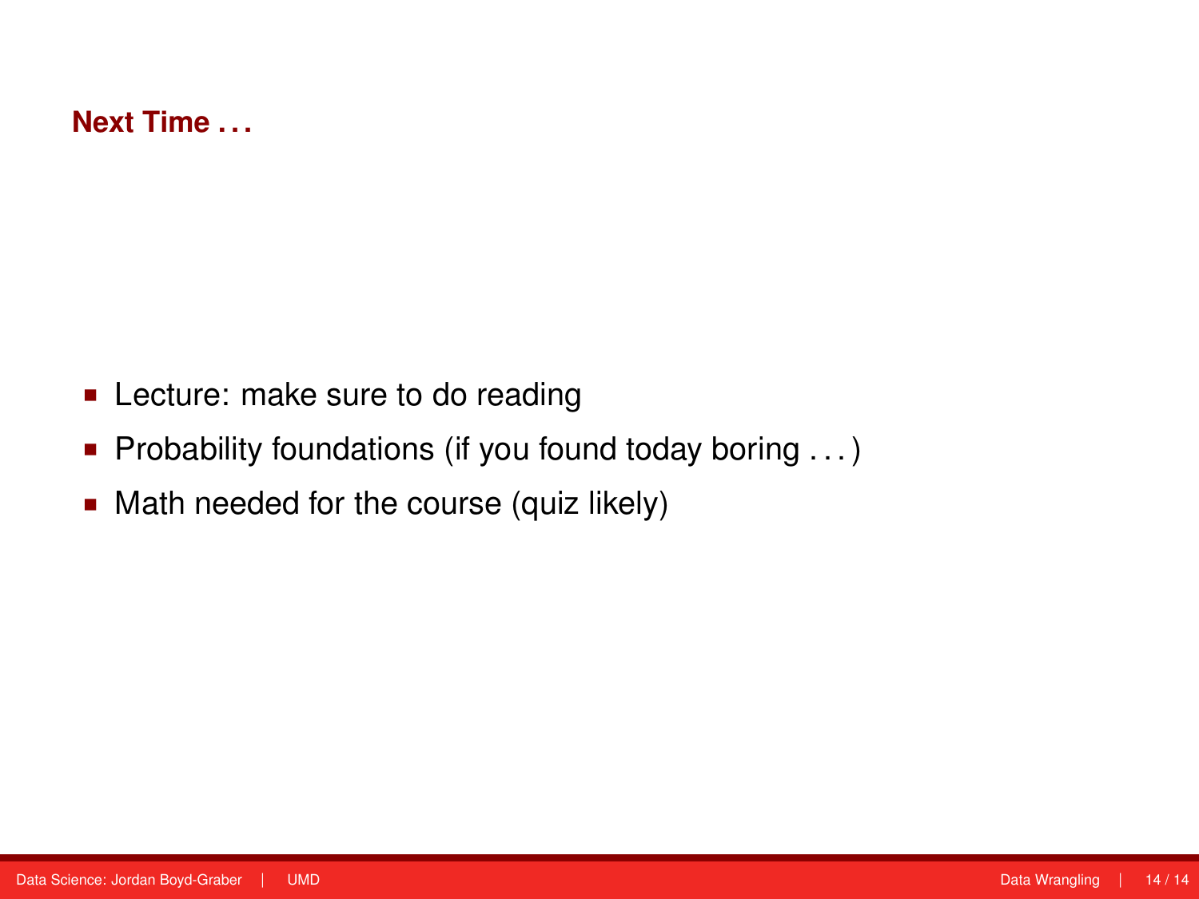## Next Time . . .

- Lecture: make sure to do reading
- Probability foundations (if you found today boring . . . )
- Math needed for the course (quiz likely)